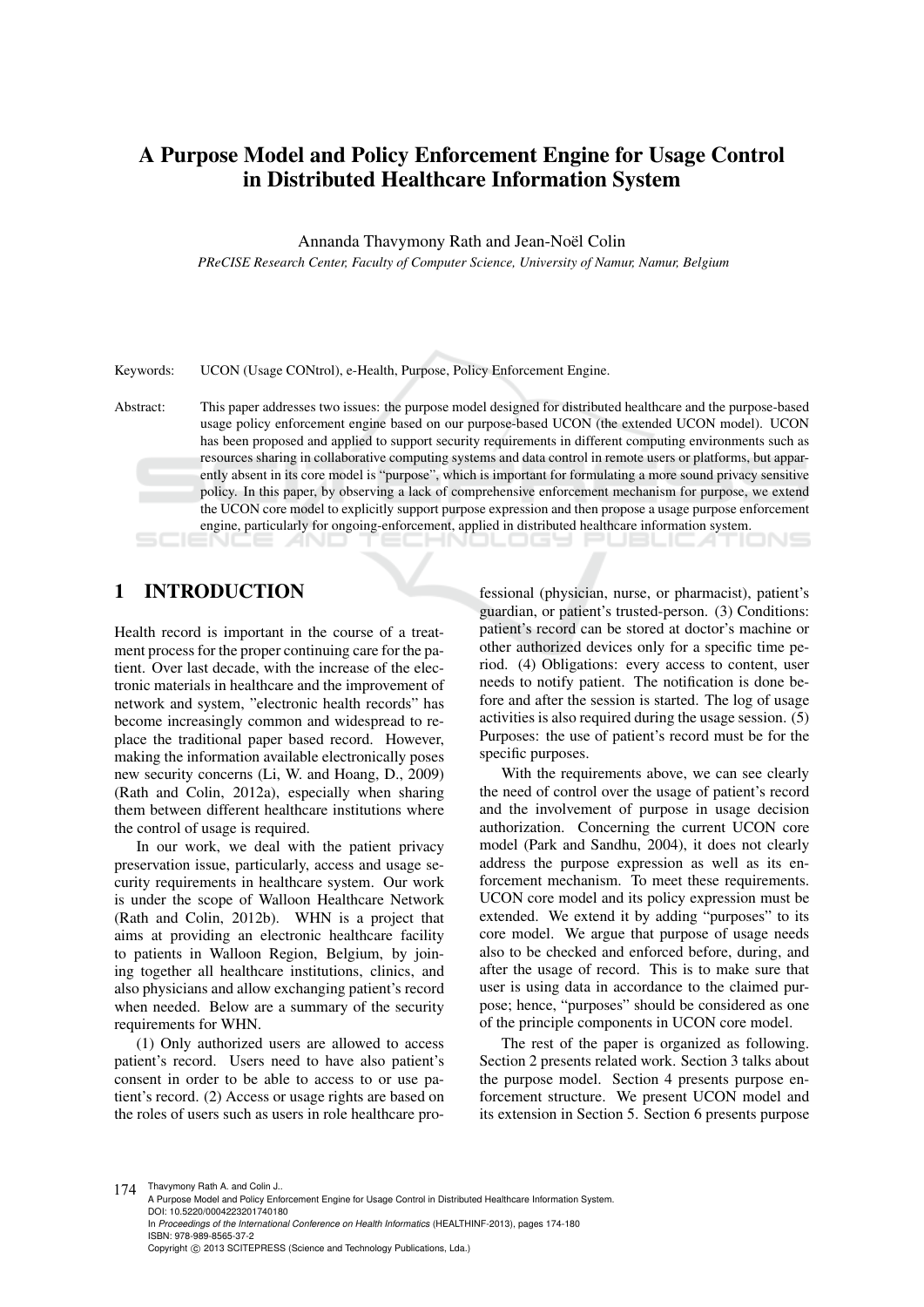# A Purpose Model and Policy Enforcement Engine for Usage Control in Distributed Healthcare Information System

Annanda Thavymony Rath and Jean-Noël Colin

*PReCISE Research Center, Faculty of Computer Science, University of Namur, Namur, Belgium*

Keywords: UCON (Usage CONtrol), e-Health, Purpose, Policy Enforcement Engine.

Abstract: This paper addresses two issues: the purpose model designed for distributed healthcare and the purpose-based usage policy enforcement engine based on our purpose-based UCON (the extended UCON model). UCON has been proposed and applied to support security requirements in different computing environments such as resources sharing in collaborative computing systems and data control in remote users or platforms, but apparently absent in its core model is "purpose", which is important for formulating a more sound privacy sensitive policy. In this paper, by observing a lack of comprehensive enforcement mechanism for purpose, we extend the UCON core model to explicitly support purpose expression and then propose a usage purpose enforcement engine, particularly for ongoing-enforcement, applied in distributed healthcare information system.

## 1 INTRODUCTION

Health record is important in the course of a treatment process for the proper continuing care for the patient. Over last decade, with the increase of the electronic materials in healthcare and the improvement of network and system, "electronic health records" has become increasingly common and widespread to replace the traditional paper based record. However, making the information available electronically poses new security concerns (Li, W. and Hoang, D., 2009) (Rath and Colin, 2012a), especially when sharing them between different healthcare institutions where the control of usage is required.

In our work, we deal with the patient privacy preservation issue, particularly, access and usage security requirements in healthcare system. Our work is under the scope of Walloon Healthcare Network (Rath and Colin, 2012b). WHN is a project that aims at providing an electronic healthcare facility to patients in Walloon Region, Belgium, by joining together all healthcare institutions, clinics, and also physicians and allow exchanging patient's record when needed. Below are a summary of the security requirements for WHN.

(1) Only authorized users are allowed to access patient's record. Users need to have also patient's consent in order to be able to access to or use patient's record. (2) Access or usage rights are based on the roles of users such as users in role healthcare professional (physician, nurse, or pharmacist), patient's guardian, or patient's trusted-person. (3) Conditions: patient's record can be stored at doctor's machine or other authorized devices only for a specific time period. (4) Obligations: every access to content, user needs to notify patient. The notification is done before and after the session is started. The log of usage activities is also required during the usage session. (5) Purposes: the use of patient's record must be for the specific purposes.

With the requirements above, we can see clearly the need of control over the usage of patient's record and the involvement of purpose in usage decision authorization. Concerning the current UCON core model (Park and Sandhu, 2004), it does not clearly address the purpose expression as well as its enforcement mechanism. To meet these requirements. UCON core model and its policy expression must be extended. We extend it by adding "purposes" to its core model. We argue that purpose of usage needs also to be checked and enforced before, during, and after the usage of record. This is to make sure that user is using data in accordance to the claimed purpose; hence, "purposes" should be considered as one of the principle components in UCON core model.

The rest of the paper is organized as following. Section 2 presents related work. Section 3 talks about the purpose model. Section 4 presents purpose enforcement structure. We present UCON model and its extension in Section 5. Section 6 presents purpose

Thavymony Rath A. and Colin J..
A Purpose Model and Policy Enforcement Engine for Usage Control in Distributed Healthcare Information System.
DOI: 10.5220/0004223201740180
In *Proceedings of the International Conference on Health Informatics* (HEALTHINF-2013), pages 174-180
ISBN: 978-989-8565-37-2
Copyright © 2013 SCITEPRESS (Science and Technology Publications, Lda.)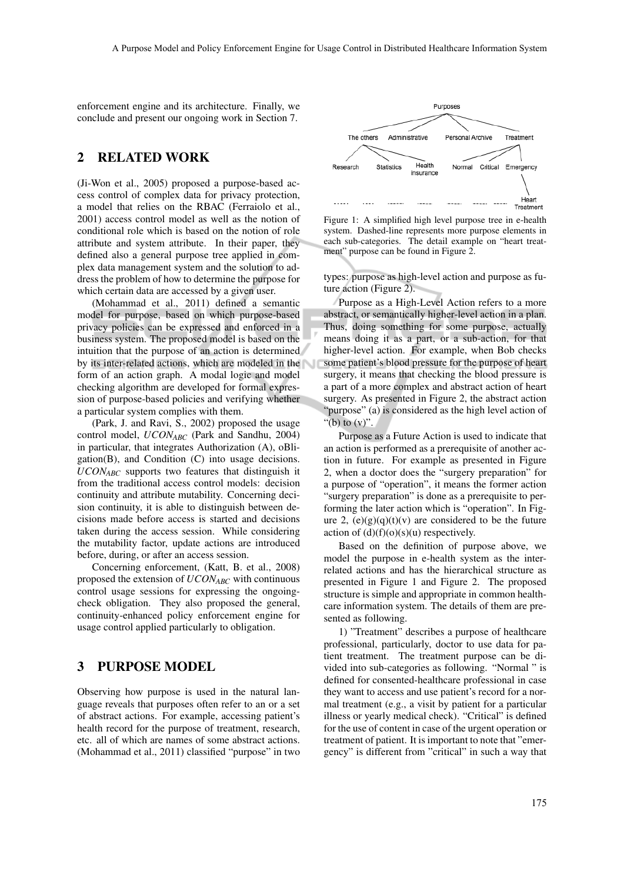enforcement engine and its architecture. Finally, we conclude and present our ongoing work in Section 7.

## 2 RELATED WORK

(Ji-Won et al., 2005) proposed a purpose-based access control of complex data for privacy protection, a model that relies on the RBAC (Ferraiolo et al., 2001) access control model as well as the notion of conditional role which is based on the notion of role attribute and system attribute. In their paper, they defined also a general purpose tree applied in complex data management system and the solution to address the problem of how to determine the purpose for which certain data are accessed by a given user.

(Mohammad et al., 2011) defined a semantic model for purpose, based on which purpose-based privacy policies can be expressed and enforced in a business system. The proposed model is based on the intuition that the purpose of an action is determined by its inter-related actions, which are modeled in the form of an action graph. A modal logic and model checking algorithm are developed for formal expression of purpose-based policies and verifying whether a particular system complies with them.

(Park, J. and Ravi, S., 2002) proposed the usage control model, $UCON_{ABC}$ (Park and Sandhu, 2004) in particular, that integrates Authorization (A), oBligation(B), and Condition (C) into usage decisions. $UCON_{ABC}$ supports two features that distinguish it from the traditional access control models: decision continuity and attribute mutability. Concerning decision continuity, it is able to distinguish between decisions made before access is started and decisions taken during the access session. While considering the mutability factor, update actions are introduced before, during, or after an access session.

Concerning enforcement, (Katt, B. et al., 2008) proposed the extension of $UCON_{ABC}$ with continuous control usage sessions for expressing the ongoing-check obligation. They also proposed the general, continuity-enhanced policy enforcement engine for usage control applied particularly to obligation.

## 3 PURPOSE MODEL

Observing how purpose is used in the natural language reveals that purposes often refer to an or a set of abstract actions. For example, accessing patient's health record for the purpose of treatment, research, etc. all of which are names of some abstract actions. (Mohammad et al., 2011) classified "purpose" in two types: purpose as high-level action and purpose as future action (Figure 2).

Purposes
The others | Administrative | Personal Archive | Treatment
Research | Statistics | Health insurance | Normal | Critical | Emergency
Heart Treatment

Figure 1: A simplified high level purpose tree in e-health system. Dashed-line represents more purpose elements in each sub-categories. The detail example on "heart treatment" purpose can be found in Figure 2.

Purpose as a High-Level Action refers to a more abstract, or semantically higher-level action in a plan. Thus, doing something for some purpose, actually means doing it as a part, or a sub-action, for that higher-level action. For example, when Bob checks some patient's blood pressure for the purpose of heart surgery, it means that checking the blood pressure is a part of a more complex and abstract action of heart surgery. As presented in Figure 2, the abstract action "purpose" (a) is considered as the high level action of "(b) to (v)".

Purpose as a Future Action is used to indicate that an action is performed as a prerequisite of another action in future. For example as presented in Figure 2, when a doctor does the "surgery preparation" for a purpose of "operation", it means the former action "surgery preparation" is done as a prerequisite to performing the later action which is "operation". In Figure 2, (e)(g)(q)(t)(v) are considered to be the future action of (d)(f)(o)(s)(u) respectively.

Based on the definition of purpose above, we model the purpose in e-health system as the inter-related actions and has the hierarchical structure as presented in Figure 1 and Figure 2. The proposed structure is simple and appropriate in common healthcare information system. The details of them are presented as following.

1) "Treatment" describes a purpose of healthcare professional, particularly, doctor to use data for patient treatment. The treatment purpose can be divided into sub-categories as following. "Normal " is defined for consented-healthcare professional in case they want to access and use patient's record for a normal treatment (e.g., a visit by patient for a particular illness or yearly medical check). "Critical" is defined for the use of content in case of the urgent operation or treatment of patient. It is important to note that "emergency" is different from "critical" in such a way that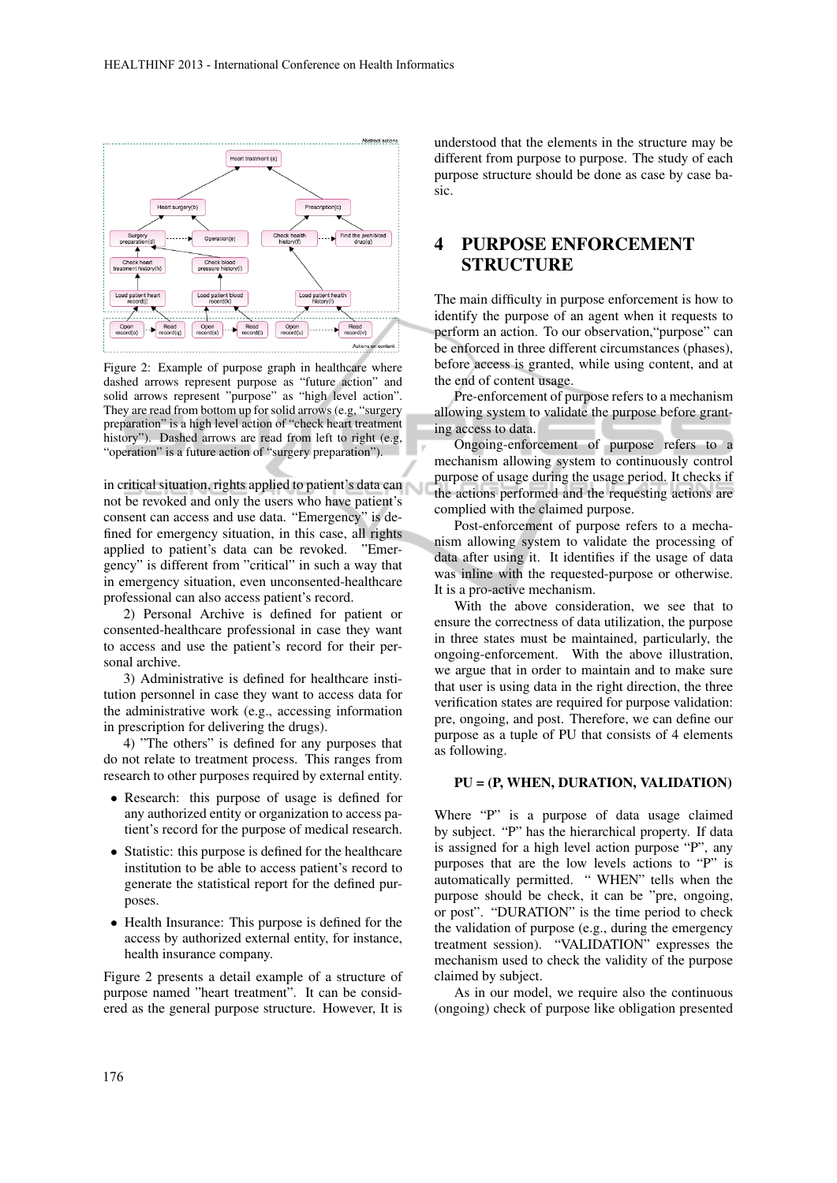Figure 2: Example of purpose graph in healthcare where dashed arrows represent purpose as “future action” and solid arrows represent ”purpose” as “high level action”. They are read from bottom up for solid arrows (e.g, “surgery preparation” is a high level action of “check heart treatment history”). Dashed arrows are read from left to right (e.g, “operation” is a future action of “surgery preparation”).

in critical situation, rights applied to patient’s data can not be revoked and only the users who have patient’s consent can access and use data. “Emergency” is defined for emergency situation, in this case, all rights applied to patient’s data can be revoked. ”Emergency” is different from ”critical” in such a way that in emergency situation, even unconsented-healthcare professional can also access patient’s record.

2) Personal Archive is defined for patient or consented-healthcare professional in case they want to access and use the patient’s record for their personal archive.

3) Administrative is defined for healthcare institution personnel in case they want to access data for the administrative work (e.g., accessing information in prescription for delivering the drugs).

4) ”The others” is defined for any purposes that do not relate to treatment process. This ranges from research to other purposes required by external entity.

- Research: this purpose of usage is defined for any authorized entity or organization to access patient’s record for the purpose of medical research.
- Statistic: this purpose is defined for the healthcare institution to be able to access patient’s record to generate the statistical report for the defined purposes.
- Health Insurance: This purpose is defined for the access by authorized external entity, for instance, health insurance company.

Figure 2 presents a detail example of a structure of purpose named ”heart treatment”. It can be considered as the general purpose structure. However, It is understood that the elements in the structure may be different from purpose to purpose. The study of each purpose structure should be done as case by case basic.

## 4 PURPOSE ENFORCEMENT STRUCTURE

The main difficulty in purpose enforcement is how to identify the purpose of an agent when it requests to perform an action. To our observation,“purpose” can be enforced in three different circumstances (phases), before access is granted, while using content, and at the end of content usage.

Pre-enforcement of purpose refers to a mechanism allowing system to validate the purpose before granting access to data.

Ongoing-enforcement of purpose refers to a mechanism allowing system to continuously control purpose of usage during the usage period. It checks if the actions performed and the requesting actions are complied with the claimed purpose.

Post-enforcement of purpose refers to a mechanism allowing system to validate the processing of data after using it. It identifies if the usage of data was inline with the requested-purpose or otherwise. It is a pro-active mechanism.

With the above consideration, we see that to ensure the correctness of data utilization, the purpose in three states must be maintained, particularly, the ongoing-enforcement. With the above illustration, we argue that in order to maintain and to make sure that user is using data in the right direction, the three verification states are required for purpose validation: pre, ongoing, and post. Therefore, we can define our purpose as a tuple of PU that consists of 4 elements as following.

**PU = (P, WHEN, DURATION, VALIDATION)**

Where “P” is a purpose of data usage claimed by subject. “P” has the hierarchical property. If data is assigned for a high level action purpose “P”, any purposes that are the low levels actions to “P” is automatically permitted. “ WHEN” tells when the purpose should be check, it can be ”pre, ongoing, or post”. “DURATION” is the time period to check the validation of purpose (e.g., during the emergency treatment session). “VALIDATION” expresses the mechanism used to check the validity of the purpose claimed by subject.

As in our model, we require also the continuous (ongoing) check of purpose like obligation presented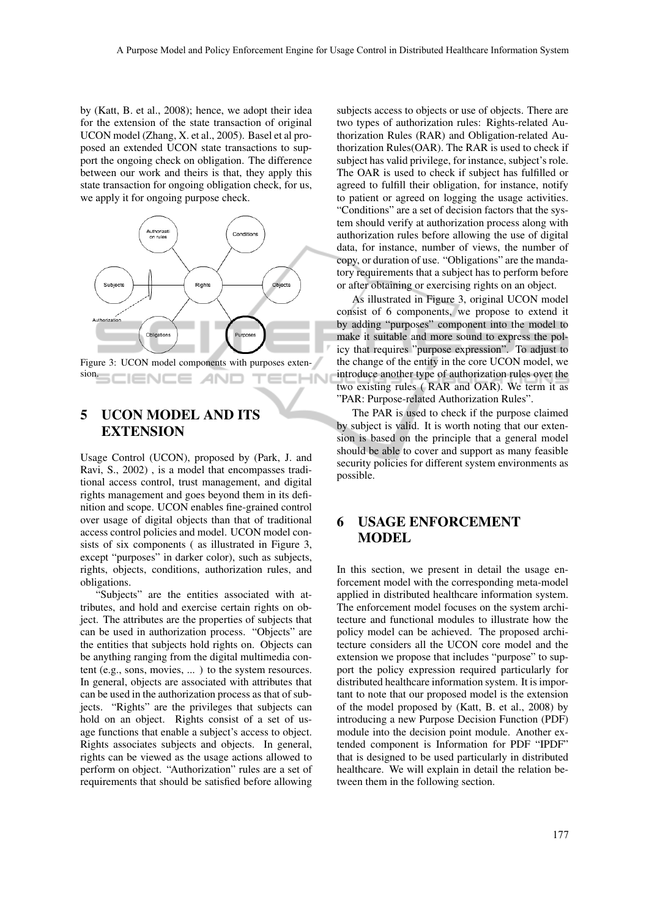by (Katt, B. et al., 2008); hence, we adopt their idea for the extension of the state transaction of original UCON model (Zhang, X. et al., 2005). Basel et al proposed an extended UCON state transactions to support the ongoing check on obligation. The difference between our work and theirs is that, they apply this state transaction for ongoing obligation check, for us, we apply it for ongoing purpose check.

Figure 3: UCON model components with purposes extension.

## 5 UCON MODEL AND ITS EXTENSION

Usage Control (UCON), proposed by (Park, J. and Ravi, S., 2002) , is a model that encompasses traditional access control, trust management, and digital rights management and goes beyond them in its definition and scope. UCON enables fine-grained control over usage of digital objects than that of traditional access control policies and model. UCON model consists of six components ( as illustrated in Figure 3, except "purposes" in darker color), such as subjects, rights, objects, conditions, authorization rules, and obligations.

"Subjects" are the entities associated with attributes, and hold and exercise certain rights on object. The attributes are the properties of subjects that can be used in authorization process. "Objects" are the entities that subjects hold rights on. Objects can be anything ranging from the digital multimedia content (e.g., sons, movies, ... ) to the system resources. In general, objects are associated with attributes that can be used in the authorization process as that of subjects. "Rights" are the privileges that subjects can hold on an object. Rights consist of a set of usage functions that enable a subject's access to object. Rights associates subjects and objects. In general, rights can be viewed as the usage actions allowed to perform on object. "Authorization" rules are a set of requirements that should be satisfied before allowing subjects access to objects or use of objects. There are two types of authorization rules: Rights-related Authorization Rules (RAR) and Obligation-related Authorization Rules(OAR). The RAR is used to check if subject has valid privilege, for instance, subject's role. The OAR is used to check if subject has fulfilled or agreed to fulfill their obligation, for instance, notify to patient or agreed on logging the usage activities. "Conditions" are a set of decision factors that the system should verify at authorization process along with authorization rules before allowing the use of digital data, for instance, number of views, the number of copy, or duration of use. "Obligations" are the mandatory requirements that a subject has to perform before or after obtaining or exercising rights on an object.

As illustrated in Figure 3, original UCON model consist of 6 components, we propose to extend it by adding "purposes" component into the model to make it suitable and more sound to express the policy that requires "purpose expression". To adjust to the change of the entity in the core UCON model, we introduce another type of authorization rules over the two existing rules ( RAR and OAR). We term it as "PAR: Purpose-related Authorization Rules".

The PAR is used to check if the purpose claimed by subject is valid. It is worth noting that our extension is based on the principle that a general model should be able to cover and support as many feasible security policies for different system environments as possible.

## 6 USAGE ENFORCEMENT MODEL

In this section, we present in detail the usage enforcement model with the corresponding meta-model applied in distributed healthcare information system. The enforcement model focuses on the system architecture and functional modules to illustrate how the policy model can be achieved. The proposed architecture considers all the UCON core model and the extension we propose that includes "purpose" to support the policy expression required particularly for distributed healthcare information system. It is important to note that our proposed model is the extension of the model proposed by (Katt, B. et al., 2008) by introducing a new Purpose Decision Function (PDF) module into the decision point module. Another extended component is Information for PDF "IPDF" that is designed to be used particularly in distributed healthcare. We will explain in detail the relation between them in the following section.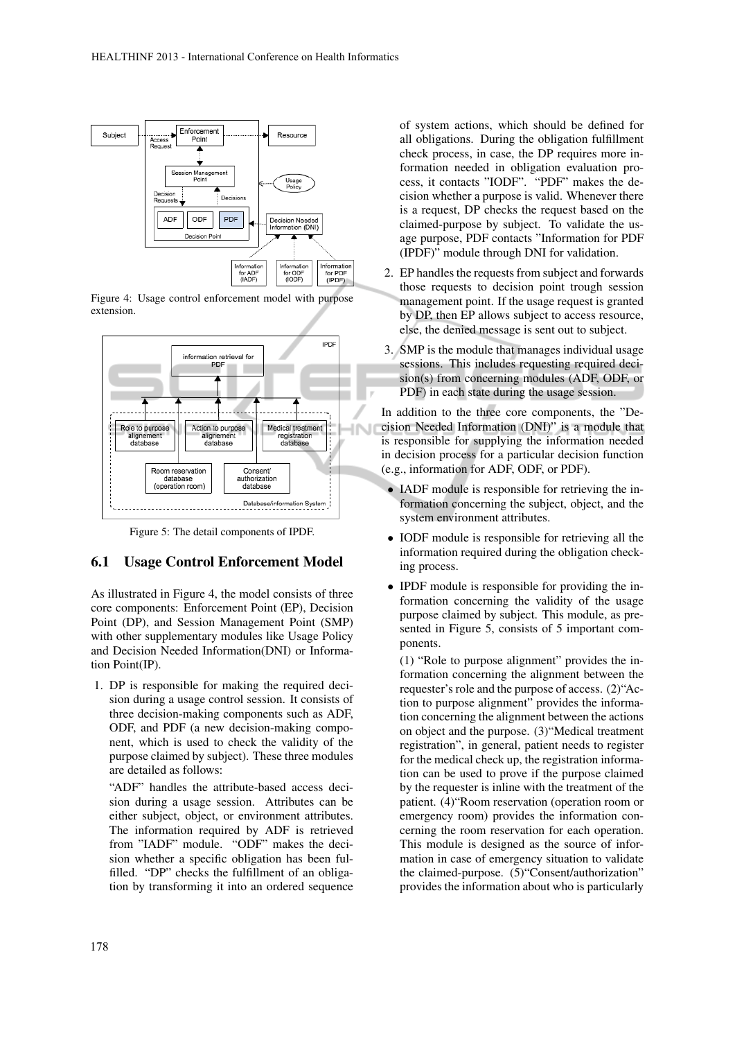Figure 4: Usage control enforcement model with purpose extension.

Figure 5: The detail components of IPDF.

## 6.1 Usage Control Enforcement Model

As illustrated in Figure 4, the model consists of three core components: Enforcement Point (EP), Decision Point (DP), and Session Management Point (SMP) with other supplementary modules like Usage Policy and Decision Needed Information(DNI) or Information Point(IP).

1. DP is responsible for making the required decision during a usage control session. It consists of three decision-making components such as ADF, ODF, and PDF (a new decision-making component, which is used to check the validity of the purpose claimed by subject). These three modules are detailed as follows:

   "ADF" handles the attribute-based access decision during a usage session. Attributes can be either subject, object, or environment attributes. The information required by ADF is retrieved from "IADF" module. "ODF" makes the decision whether a specific obligation has been fulfilled. "DP" checks the fulfillment of an obligation by transforming it into an ordered sequence of system actions, which should be defined for all obligations. During the obligation fulfillment check process, in case, the DP requires more information needed in obligation evaluation process, it contacts "IODF". "PDF" makes the decision whether a purpose is valid. Whenever there is a request, DP checks the request based on the claimed-purpose by subject. To validate the usage purpose, PDF contacts "Information for PDF (IPDF)" module through DNI for validation.

2. EP handles the requests from subject and forwards those requests to decision point trough session management point. If the usage request is granted by DP, then EP allows subject to access resource, else, the denied message is sent out to subject.

3. SMP is the module that manages individual usage sessions. This includes requesting required decision(s) from concerning modules (ADF, ODF, or PDF) in each state during the usage session.

In addition to the three core components, the "Decision Needed Information (DNI)" is a module that is responsible for supplying the information needed in decision process for a particular decision function (e.g., information for ADF, ODF, or PDF).

- IADF module is responsible for retrieving the information concerning the subject, object, and the system environment attributes.
- IODF module is responsible for retrieving all the information required during the obligation checking process.
- IPDF module is responsible for providing the information concerning the validity of the usage purpose claimed by subject. This module, as presented in Figure 5, consists of 5 important components.

  (1) "Role to purpose alignment" provides the information concerning the alignment between the requester's role and the purpose of access. (2)"Action to purpose alignment" provides the information concerning the alignment between the actions on object and the purpose. (3)"Medical treatment registration", in general, patient needs to register for the medical check up, the registration information can be used to prove if the purpose claimed by the requester is inline with the treatment of the patient. (4)"Room reservation (operation room or emergency room) provides the information concerning the room reservation for each operation. This module is designed as the source of information in case of emergency situation to validate the claimed-purpose. (5)"Consent/authorization" provides the information about who is particularly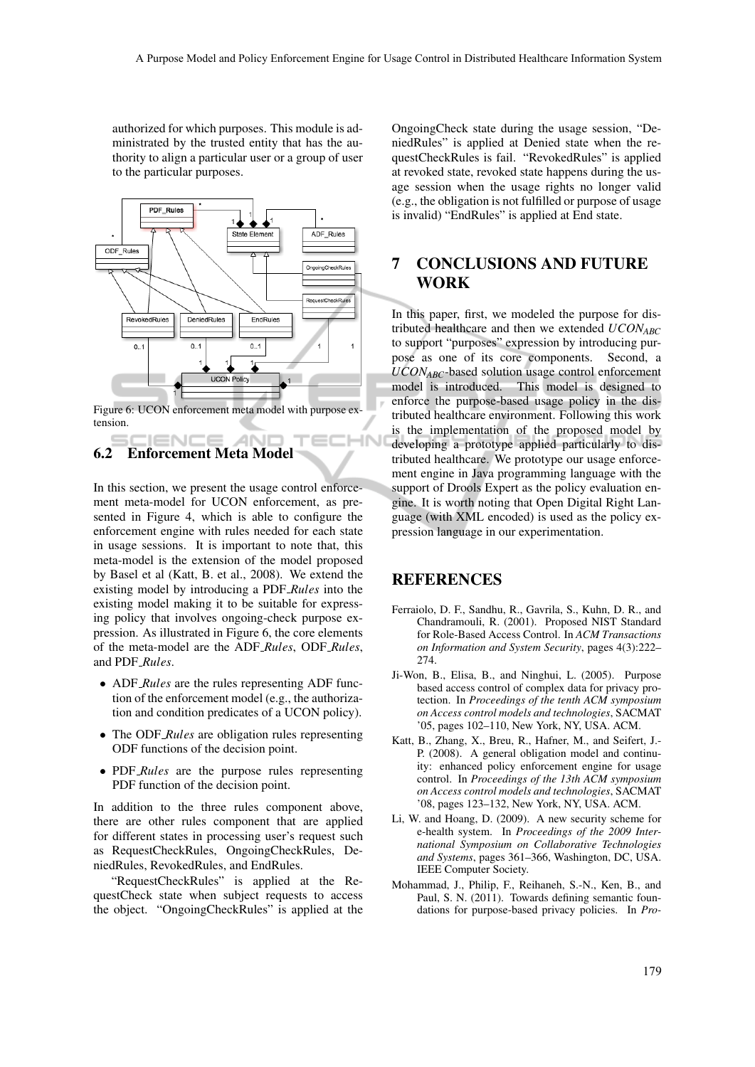authorized for which purposes. This module is administrated by the trusted entity that has the authority to align a particular user or a group of user to the particular purposes.

Figure 6: UCON enforcement meta model with purpose extension.

### 6.2 Enforcement Meta Model

In this section, we present the usage control enforcement meta-model for UCON enforcement, as presented in Figure 4, which is able to configure the enforcement engine with rules needed for each state in usage sessions. It is important to note that, this meta-model is the extension of the model proposed by Basel et al (Katt, B. et al., 2008). We extend the existing model by introducing a PDF_*Rules* into the existing model making it to be suitable for expressing policy that involves ongoing-check purpose expression. As illustrated in Figure 6, the core elements of the meta-model are the ADF_*Rules*, ODF_*Rules*, and PDF_*Rules*.

- ADF_*Rules* are the rules representing ADF function of the enforcement model (e.g., the authorization and condition predicates of a UCON policy).
- The ODF_*Rules* are obligation rules representing ODF functions of the decision point.
- PDF_*Rules* are the purpose rules representing PDF function of the decision point.

In addition to the three rules component above, there are other rules component that are applied for different states in processing user's request such as RequestCheckRules, OngoingCheckRules, DeniedRules, RevokedRules, and EndRules.

"RequestCheckRules" is applied at the RequestCheck state when subject requests to access the object. "OngoingCheckRules" is applied at the OngoingCheck state during the usage session, "DeniedRules" is applied at Denied state when the requestCheckRules is fail. "RevokedRules" is applied at revoked state, revoked state happens during the usage session when the usage rights no longer valid (e.g., the obligation is not fulfilled or purpose of usage is invalid) "EndRules" is applied at End state.

## 7 CONCLUSIONS AND FUTURE WORK

In this paper, first, we modeled the purpose for distributed healthcare and then we extended $UCON_{ABC}$ to support "purposes" expression by introducing purpose as one of its core components. Second, a $UCON_{ABC}$-based solution usage control enforcement model is introduced. This model is designed to enforce the purpose-based usage policy in the distributed healthcare environment. Following this work is the implementation of the proposed model by developing a prototype applied particularly to distributed healthcare. We prototype our usage enforcement engine in Java programming language with the support of Drools Expert as the policy evaluation engine. It is worth noting that Open Digital Right Language (with XML encoded) is used as the policy expression language in our experimentation.

## REFERENCES

Ferraiolo, D. F., Sandhu, R., Gavrila, S., Kuhn, D. R., and Chandramouli, R. (2001). Proposed NIST Standard for Role-Based Access Control. In *ACM Transactions on Information and System Security*, pages 4(3):222–274.

Ji-Won, B., Elisa, B., and Ninghui, L. (2005). Purpose based access control of complex data for privacy protection. In *Proceedings of the tenth ACM symposium on Access control models and technologies*, SACMAT '05, pages 102–110, New York, NY, USA. ACM.

Katt, B., Zhang, X., Breu, R., Hafner, M., and Seifert, J.-P. (2008). A general obligation model and continuity: enhanced policy enforcement engine for usage control. In *Proceedings of the 13th ACM symposium on Access control models and technologies*, SACMAT '08, pages 123–132, New York, NY, USA. ACM.

Li, W. and Hoang, D. (2009). A new security scheme for e-health system. In *Proceedings of the 2009 International Symposium on Collaborative Technologies and Systems*, pages 361–366, Washington, DC, USA. IEEE Computer Society.

Mohammad, J., Philip, F., Reihaneh, S.-N., Ken, B., and Paul, S. N. (2011). Towards defining semantic foundations for purpose-based privacy policies. In *Pro-*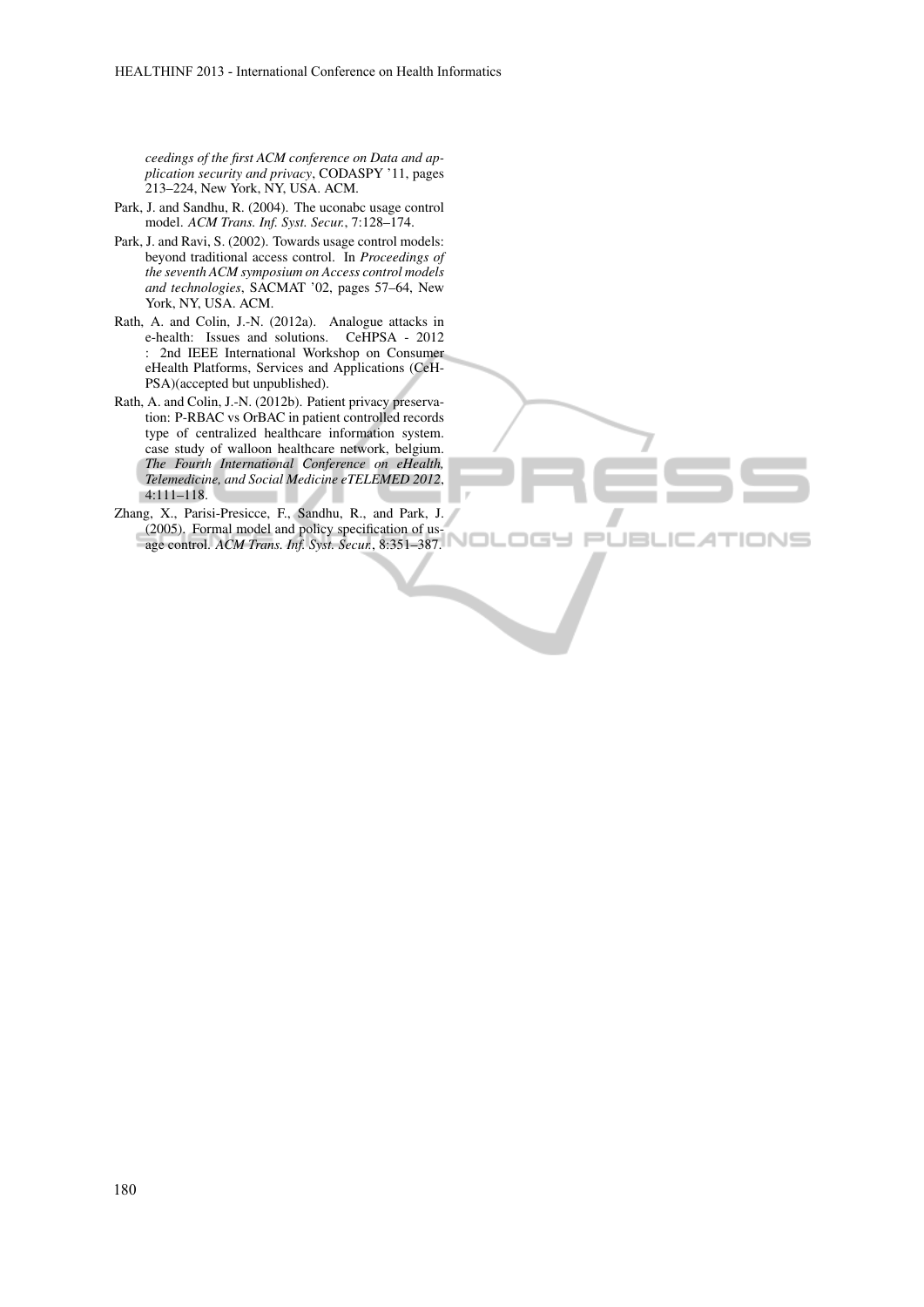ceedings of the first ACM conference on Data and application security and privacy*, CODASPY '11, pages 213–224, New York, NY, USA. ACM.

Park, J. and Sandhu, R. (2004). The uconabc usage control model. *ACM Trans. Inf. Syst. Secur.*, 7:128–174.

Park, J. and Ravi, S. (2002). Towards usage control models: beyond traditional access control. In *Proceedings of the seventh ACM symposium on Access control models and technologies*, SACMAT '02, pages 57–64, New York, NY, USA. ACM.

Rath, A. and Colin, J.-N. (2012a). Analogue attacks in e-health: Issues and solutions. CeHPSA - 2012 : 2nd IEEE International Workshop on Consumer eHealth Platforms, Services and Applications (CeHPSA)(accepted but unpublished).

Rath, A. and Colin, J.-N. (2012b). Patient privacy preservation: P-RBAC vs OrBAC in patient controlled records type of centralized healthcare information system. case study of walloon healthcare network, belgium. *The Fourth International Conference on eHealth, Telemedicine, and Social Medicine eTELEMED 2012*, 4:111–118.

Zhang, X., Parisi-Presicce, F., Sandhu, R., and Park, J. (2005). Formal model and policy specification of usage control. *ACM Trans. Inf. Syst. Secur.*, 8:351–387.